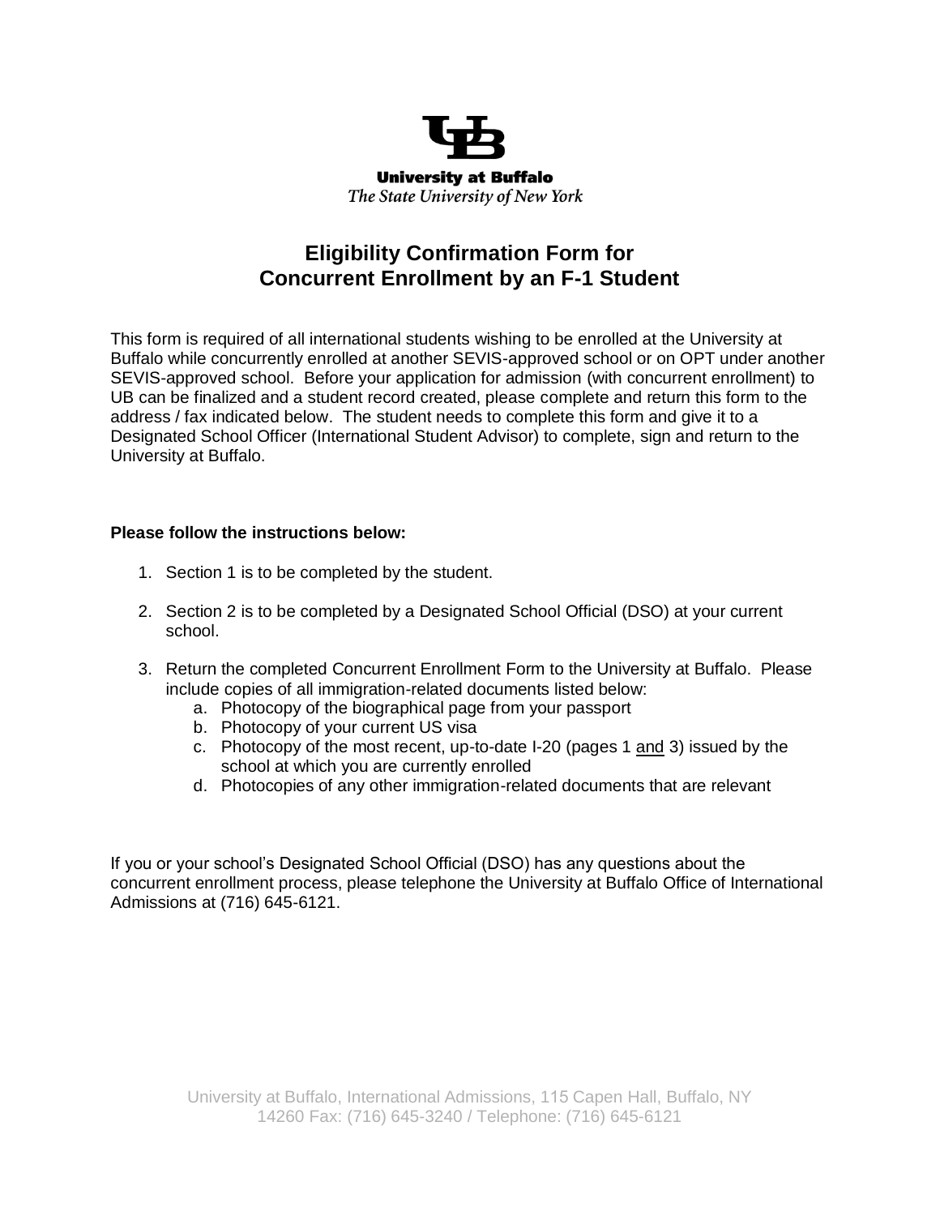**University at Buffalo**
*The State University of New York*

# Eligibility Confirmation Form for Concurrent Enrollment by an F-1 Student

This form is required of all international students wishing to be enrolled at the University at Buffalo while concurrently enrolled at another SEVIS-approved school or on OPT under another SEVIS-approved school. Before your application for admission (with concurrent enrollment) to UB can be finalized and a student record created, please complete and return this form to the address / fax indicated below. The student needs to complete this form and give it to a Designated School Officer (International Student Advisor) to complete, sign and return to the University at Buffalo.

**Please follow the instructions below:**

1. Section 1 is to be completed by the student.
2. Section 2 is to be completed by a Designated School Official (DSO) at your current school.
3. Return the completed Concurrent Enrollment Form to the University at Buffalo. Please include copies of all immigration-related documents listed below:
   a. Photocopy of the biographical page from your passport
   b. Photocopy of your current US visa
   c. Photocopy of the most recent, up-to-date I-20 (pages 1 <u>and</u> 3) issued by the school at which you are currently enrolled
   d. Photocopies of any other immigration-related documents that are relevant

If you or your school's Designated School Official (DSO) has any questions about the concurrent enrollment process, please telephone the University at Buffalo Office of International Admissions at (716) 645-6121.

University at Buffalo, International Admissions, 115 Capen Hall, Buffalo, NY 14260 Fax: (716) 645-3240 / Telephone: (716) 645-6121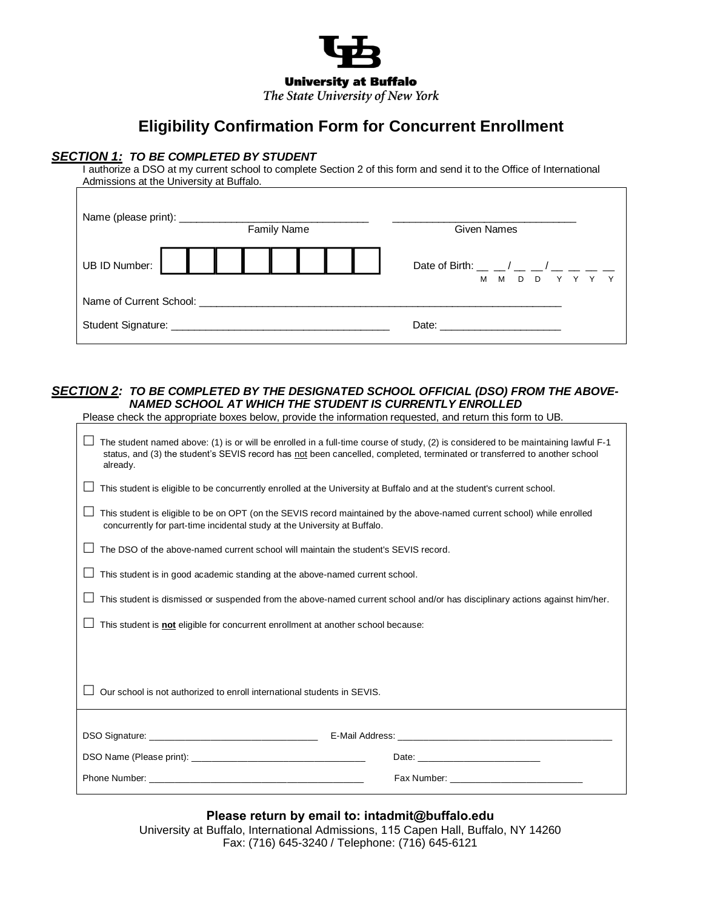University at Buffalo
The State University of New York

# Eligibility Confirmation Form for Concurrent Enrollment

## ***SECTION 1:*** *TO BE COMPLETED BY STUDENT*

I authorize a DSO at my current school to complete Section 2 of this form and send it to the Office of International Admissions at the University at Buffalo.

Name (please print): ________________________________ ________________________________
Family Name Given Names

UB ID Number: | | | | | | | | |

Date of Birth: __ __ / __ __ / __ __ __ __
M M D D Y Y Y Y

Name of Current School: ________________________________________________________________

Student Signature: ______________________________________ Date: _____________________

## ***SECTION 2:*** *TO BE COMPLETED BY THE DESIGNATED SCHOOL OFFICIAL (DSO) FROM THE ABOVE-NAMED SCHOOL AT WHICH THE STUDENT IS CURRENTLY ENROLLED*

Please check the appropriate boxes below, provide the information requested, and return this form to UB.

- ☐ The student named above: (1) is or will be enrolled in a full-time course of study, (2) is considered to be maintaining lawful F-1 status, and (3) the student's SEVIS record has not been cancelled, completed, terminated or transferred to another school already.
- ☐ This student is eligible to be concurrently enrolled at the University at Buffalo and at the student's current school.
- ☐ This student is eligible to be on OPT (on the SEVIS record maintained by the above-named current school) while enrolled concurrently for part-time incidental study at the University at Buffalo.
- ☐ The DSO of the above-named current school will maintain the student's SEVIS record.
- ☐ This student is in good academic standing at the above-named current school.
- ☐ This student is dismissed or suspended from the above-named current school and/or has disciplinary actions against him/her.
- ☐ This student is **not** eligible for concurrent enrollment at another school because:
- ☐ Our school is not authorized to enroll international students in SEVIS.

DSO Signature: _________________________________ E-Mail Address: ___________________________________________

DSO Name (Please print): _________________________________ Date: ________________________

Phone Number: __________________________________________ Fax Number: __________________________

**Please return by email to: intadmit@buffalo.edu**

University at Buffalo, International Admissions, 115 Capen Hall, Buffalo, NY 14260
Fax: (716) 645-3240 / Telephone: (716) 645-6121